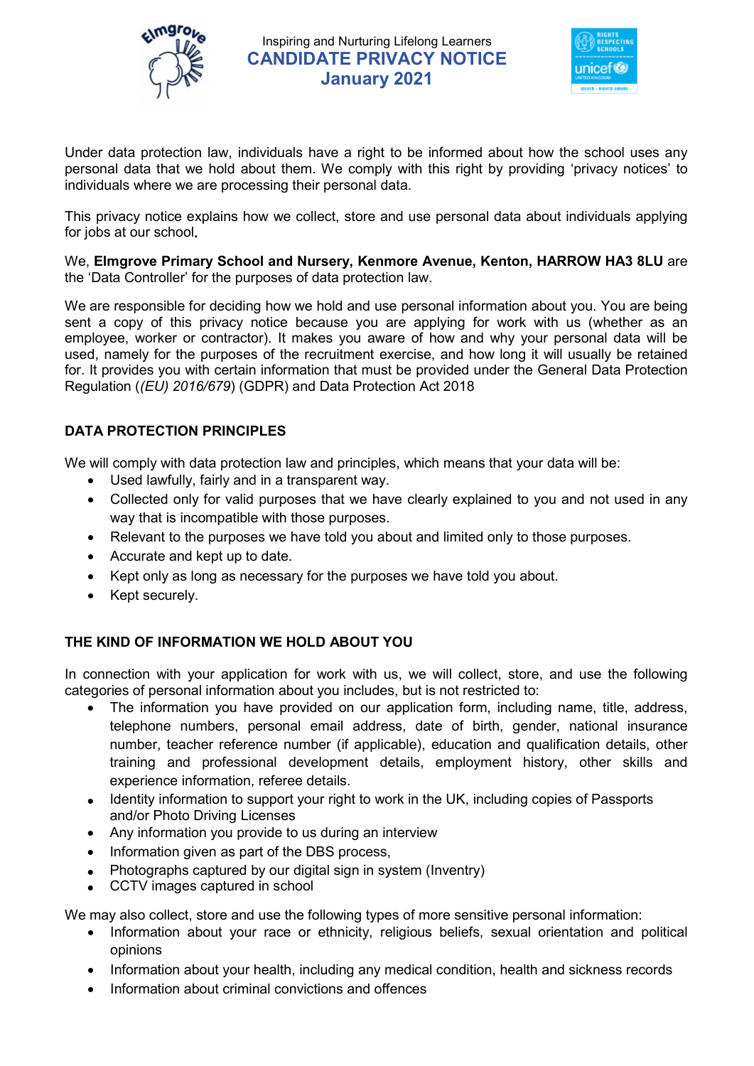Inspiring and Nurturing Lifelong Learners

# CANDIDATE PRIVACY NOTICE
## January 2021

Under data protection law, individuals have a right to be informed about how the school uses any personal data that we hold about them. We comply with this right by providing 'privacy notices' to individuals where we are processing their personal data.

This privacy notice explains how we collect, store and use personal data about individuals applying for jobs at our school.

We, **Elmgrove Primary School and Nursery, Kenmore Avenue, Kenton, HARROW HA3 8LU** are the 'Data Controller' for the purposes of data protection law.

We are responsible for deciding how we hold and use personal information about you. You are being sent a copy of this privacy notice because you are applying for work with us (whether as an employee, worker or contractor). It makes you aware of how and why your personal data will be used, namely for the purposes of the recruitment exercise, and how long it will usually be retained for. It provides you with certain information that must be provided under the General Data Protection Regulation (*(EU) 2016/679*) (GDPR) and Data Protection Act 2018

### DATA PROTECTION PRINCIPLES

We will comply with data protection law and principles, which means that your data will be:

- Used lawfully, fairly and in a transparent way.
- Collected only for valid purposes that we have clearly explained to you and not used in any way that is incompatible with those purposes.
- Relevant to the purposes we have told you about and limited only to those purposes.
- Accurate and kept up to date.
- Kept only as long as necessary for the purposes we have told you about.
- Kept securely.

### THE KIND OF INFORMATION WE HOLD ABOUT YOU

In connection with your application for work with us, we will collect, store, and use the following categories of personal information about you includes, but is not restricted to:

- The information you have provided on our application form, including name, title, address, telephone numbers, personal email address, date of birth, gender, national insurance number, teacher reference number (if applicable), education and qualification details, other training and professional development details, employment history, other skills and experience information, referee details.
- Identity information to support your right to work in the UK, including copies of Passports and/or Photo Driving Licenses
- Any information you provide to us during an interview
- Information given as part of the DBS process,
- Photographs captured by our digital sign in system (Inventry)
- CCTV images captured in school

We may also collect, store and use the following types of more sensitive personal information:

- Information about your race or ethnicity, religious beliefs, sexual orientation and political opinions
- Information about your health, including any medical condition, health and sickness records
- Information about criminal convictions and offences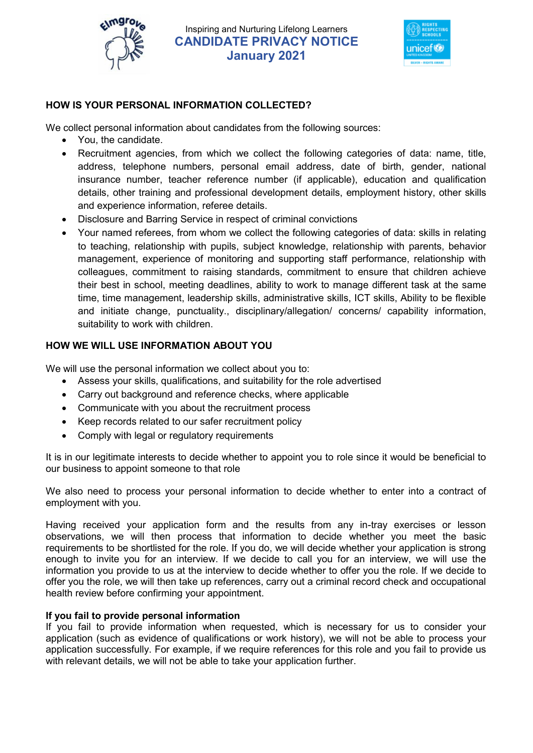## HOW IS YOUR PERSONAL INFORMATION COLLECTED?

We collect personal information about candidates from the following sources:

- You, the candidate.
- Recruitment agencies, from which we collect the following categories of data: name, title, address, telephone numbers, personal email address, date of birth, gender, national insurance number, teacher reference number (if applicable), education and qualification details, other training and professional development details, employment history, other skills and experience information, referee details.
- Disclosure and Barring Service in respect of criminal convictions
- Your named referees, from whom we collect the following categories of data: skills in relating to teaching, relationship with pupils, subject knowledge, relationship with parents, behavior management, experience of monitoring and supporting staff performance, relationship with colleagues, commitment to raising standards, commitment to ensure that children achieve their best in school, meeting deadlines, ability to work to manage different task at the same time, time management, leadership skills, administrative skills, ICT skills, Ability to be flexible and initiate change, punctuality., disciplinary/allegation/ concerns/ capability information, suitability to work with children.

## HOW WE WILL USE INFORMATION ABOUT YOU

We will use the personal information we collect about you to:

- Assess your skills, qualifications, and suitability for the role advertised
- Carry out background and reference checks, where applicable
- Communicate with you about the recruitment process
- Keep records related to our safer recruitment policy
- Comply with legal or regulatory requirements

It is in our legitimate interests to decide whether to appoint you to role since it would be beneficial to our business to appoint someone to that role

We also need to process your personal information to decide whether to enter into a contract of employment with you.

Having received your application form and the results from any in-tray exercises or lesson observations, we will then process that information to decide whether you meet the basic requirements to be shortlisted for the role. If you do, we will decide whether your application is strong enough to invite you for an interview. If we decide to call you for an interview, we will use the information you provide to us at the interview to decide whether to offer you the role. If we decide to offer you the role, we will then take up references, carry out a criminal record check and occupational health review before confirming your appointment.

**If you fail to provide personal information**

If you fail to provide information when requested, which is necessary for us to consider your application (such as evidence of qualifications or work history), we will not be able to process your application successfully. For example, if we require references for this role and you fail to provide us with relevant details, we will not be able to take your application further.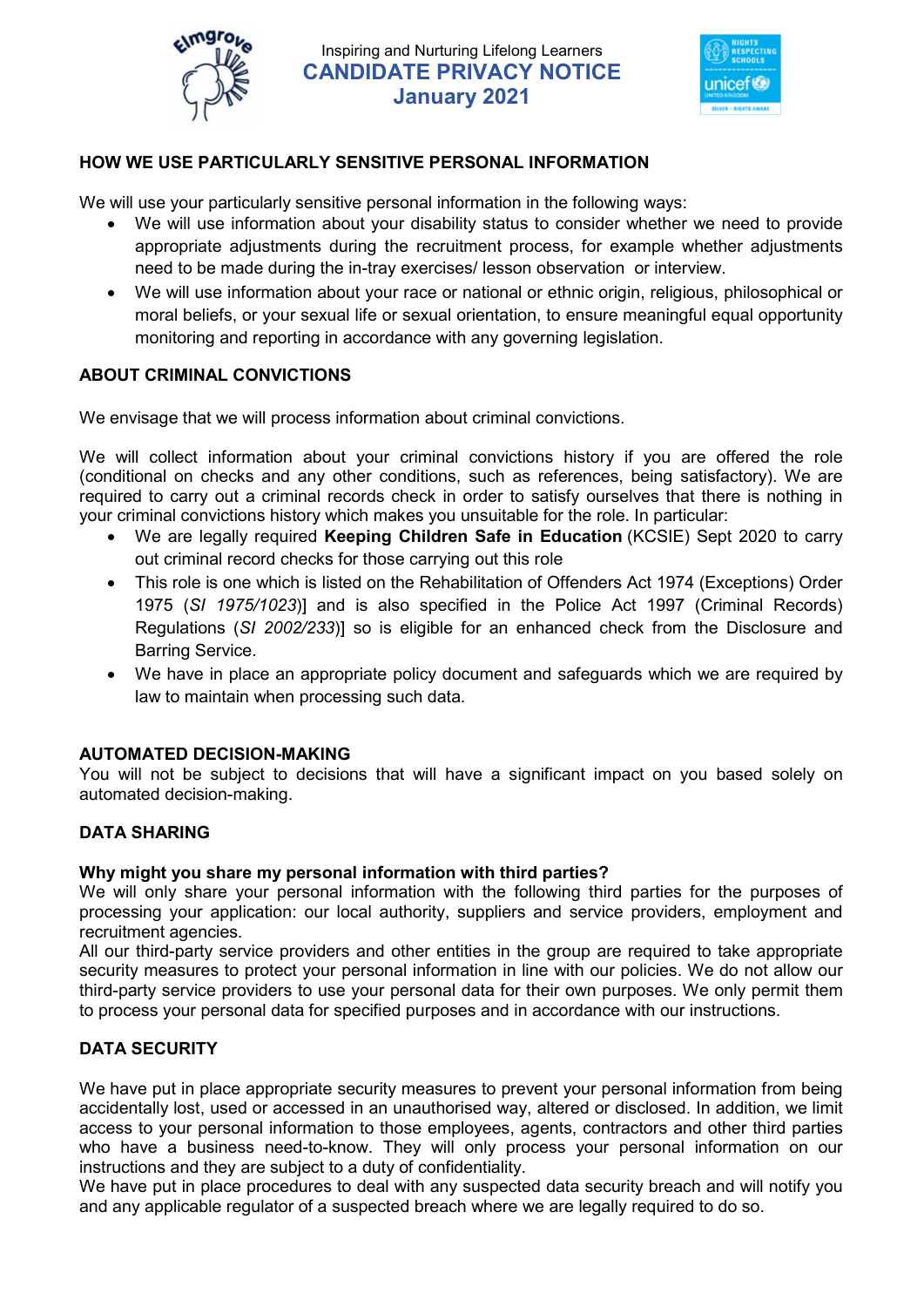## HOW WE USE PARTICULARLY SENSITIVE PERSONAL INFORMATION

We will use your particularly sensitive personal information in the following ways:

- We will use information about your disability status to consider whether we need to provide appropriate adjustments during the recruitment process, for example whether adjustments need to be made during the in-tray exercises/ lesson observation or interview.
- We will use information about your race or national or ethnic origin, religious, philosophical or moral beliefs, or your sexual life or sexual orientation, to ensure meaningful equal opportunity monitoring and reporting in accordance with any governing legislation.

## ABOUT CRIMINAL CONVICTIONS

We envisage that we will process information about criminal convictions.

We will collect information about your criminal convictions history if you are offered the role (conditional on checks and any other conditions, such as references, being satisfactory). We are required to carry out a criminal records check in order to satisfy ourselves that there is nothing in your criminal convictions history which makes you unsuitable for the role. In particular:

- We are legally required **Keeping Children Safe in Education** (KCSIE) Sept 2020 to carry out criminal record checks for those carrying out this role
- This role is one which is listed on the Rehabilitation of Offenders Act 1974 (Exceptions) Order 1975 (*SI 1975/1023*)] and is also specified in the Police Act 1997 (Criminal Records) Regulations (*SI 2002/233*)] so is eligible for an enhanced check from the Disclosure and Barring Service.
- We have in place an appropriate policy document and safeguards which we are required by law to maintain when processing such data.

## AUTOMATED DECISION-MAKING

You will not be subject to decisions that will have a significant impact on you based solely on automated decision-making.

## DATA SHARING

### Why might you share my personal information with third parties?

We will only share your personal information with the following third parties for the purposes of processing your application: our local authority, suppliers and service providers, employment and recruitment agencies.

All our third-party service providers and other entities in the group are required to take appropriate security measures to protect your personal information in line with our policies. We do not allow our third-party service providers to use your personal data for their own purposes. We only permit them to process your personal data for specified purposes and in accordance with our instructions.

## DATA SECURITY

We have put in place appropriate security measures to prevent your personal information from being accidentally lost, used or accessed in an unauthorised way, altered or disclosed. In addition, we limit access to your personal information to those employees, agents, contractors and other third parties who have a business need-to-know. They will only process your personal information on our instructions and they are subject to a duty of confidentiality.

We have put in place procedures to deal with any suspected data security breach and will notify you and any applicable regulator of a suspected breach where we are legally required to do so.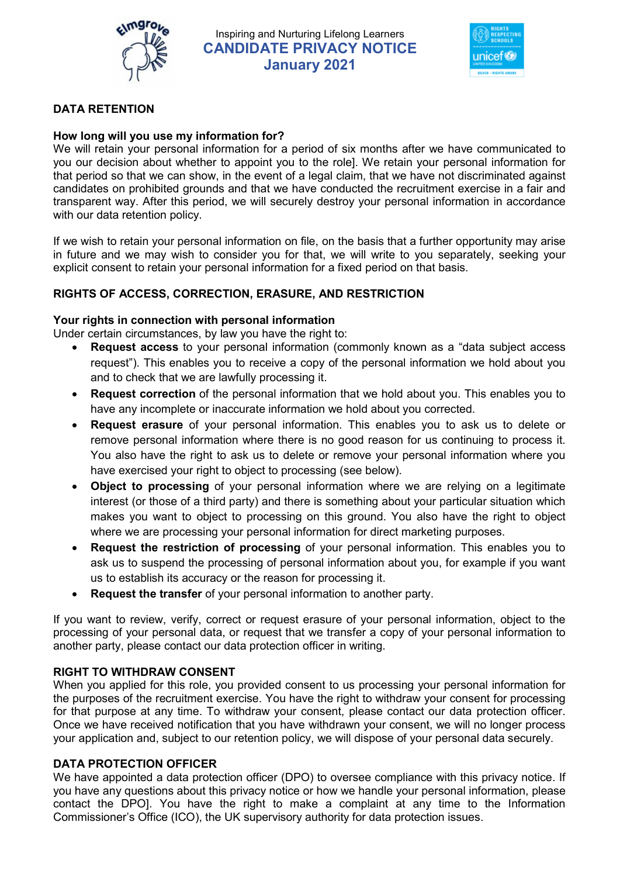## DATA RETENTION

### How long will you use my information for?

We will retain your personal information for a period of six months after we have communicated to you our decision about whether to appoint you to the role]. We retain your personal information for that period so that we can show, in the event of a legal claim, that we have not discriminated against candidates on prohibited grounds and that we have conducted the recruitment exercise in a fair and transparent way. After this period, we will securely destroy your personal information in accordance with our data retention policy.

If we wish to retain your personal information on file, on the basis that a further opportunity may arise in future and we may wish to consider you for that, we will write to you separately, seeking your explicit consent to retain your personal information for a fixed period on that basis.

## RIGHTS OF ACCESS, CORRECTION, ERASURE, AND RESTRICTION

### Your rights in connection with personal information

Under certain circumstances, by law you have the right to:

- **Request access** to your personal information (commonly known as a "data subject access request"). This enables you to receive a copy of the personal information we hold about you and to check that we are lawfully processing it.
- **Request correction** of the personal information that we hold about you. This enables you to have any incomplete or inaccurate information we hold about you corrected.
- **Request erasure** of your personal information. This enables you to ask us to delete or remove personal information where there is no good reason for us continuing to process it. You also have the right to ask us to delete or remove your personal information where you have exercised your right to object to processing (see below).
- **Object to processing** of your personal information where we are relying on a legitimate interest (or those of a third party) and there is something about your particular situation which makes you want to object to processing on this ground. You also have the right to object where we are processing your personal information for direct marketing purposes.
- **Request the restriction of processing** of your personal information. This enables you to ask us to suspend the processing of personal information about you, for example if you want us to establish its accuracy or the reason for processing it.
- **Request the transfer** of your personal information to another party.

If you want to review, verify, correct or request erasure of your personal information, object to the processing of your personal data, or request that we transfer a copy of your personal information to another party, please contact our data protection officer in writing.

## RIGHT TO WITHDRAW CONSENT

When you applied for this role, you provided consent to us processing your personal information for the purposes of the recruitment exercise. You have the right to withdraw your consent for processing for that purpose at any time. To withdraw your consent, please contact our data protection officer. Once we have received notification that you have withdrawn your consent, we will no longer process your application and, subject to our retention policy, we will dispose of your personal data securely.

## DATA PROTECTION OFFICER

We have appointed a data protection officer (DPO) to oversee compliance with this privacy notice. If you have any questions about this privacy notice or how we handle your personal information, please contact the DPO]. You have the right to make a complaint at any time to the Information Commissioner's Office (ICO), the UK supervisory authority for data protection issues.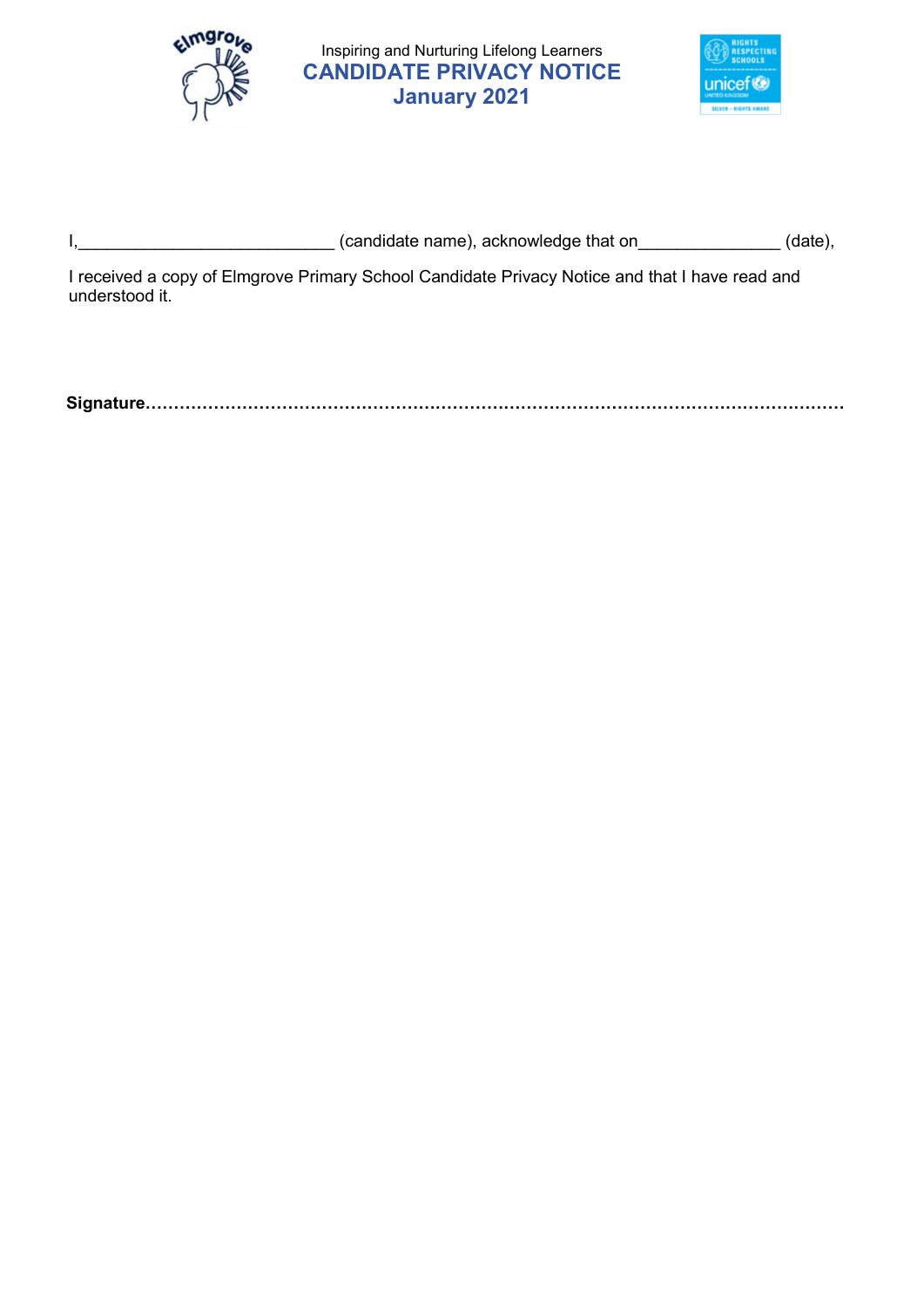Inspiring and Nurturing Lifelong Learners

**CANDIDATE PRIVACY NOTICE**

**January 2021**

I,___________________________ (candidate name), acknowledge that on_______________ (date),

I received a copy of Elmgrove Primary School Candidate Privacy Notice and that I have read and understood it.

**Signature**……………………………………………………………………………………………………